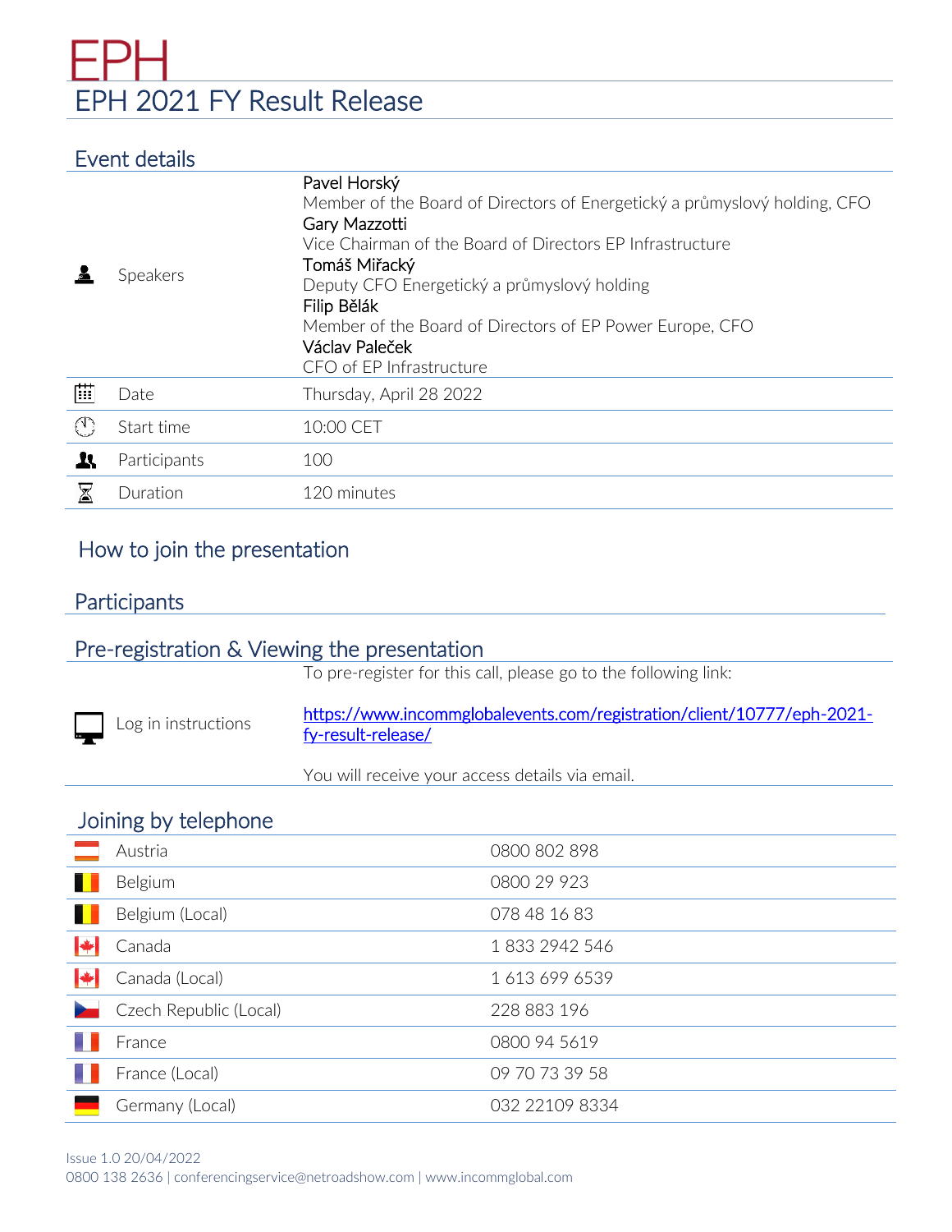# EPH

# EPH 2021 FY Result Release

## Event details

| | |
|---|---|
| Speakers | **Pavel Horský**<br>Member of the Board of Directors of Energetický a průmyslový holding, CFO<br>**Gary Mazzotti**<br>Vice Chairman of the Board of Directors EP Infrastructure<br>**Tomáš Miřacký**<br>Deputy CFO Energetický a průmyslový holding<br>**Filip Bělák**<br>Member of the Board of Directors of EP Power Europe, CFO<br>**Václav Paleček**<br>CFO of EP Infrastructure |
| Date | Thursday, April 28 2022 |
| Start time | 10:00 CET |
| Participants | 100 |
| Duration | 120 minutes |

## How to join the presentation

## Participants

## Pre-registration & Viewing the presentation

| | |
|---|---|
| Log in instructions | To pre-register for this call, please go to the following link:<br><br>https://www.incommglobalevents.com/registration/client/10777/eph-2021-fy-result-release/<br><br>You will receive your access details via email. |

## Joining by telephone

| | |
|---|---|
| Austria | 0800 802 898 |
| Belgium | 0800 29 923 |
| Belgium (Local) | 078 48 16 83 |
| Canada | 1 833 2942 546 |
| Canada (Local) | 1 613 699 6539 |
| Czech Republic (Local) | 228 883 196 |
| France | 0800 94 5619 |
| France (Local) | 09 70 73 39 58 |
| Germany (Local) | 032 22109 8334 |

Issue 1.0 20/04/2022
0800 138 2636 | conferencingservice@netroadshow.com | www.incommglobal.com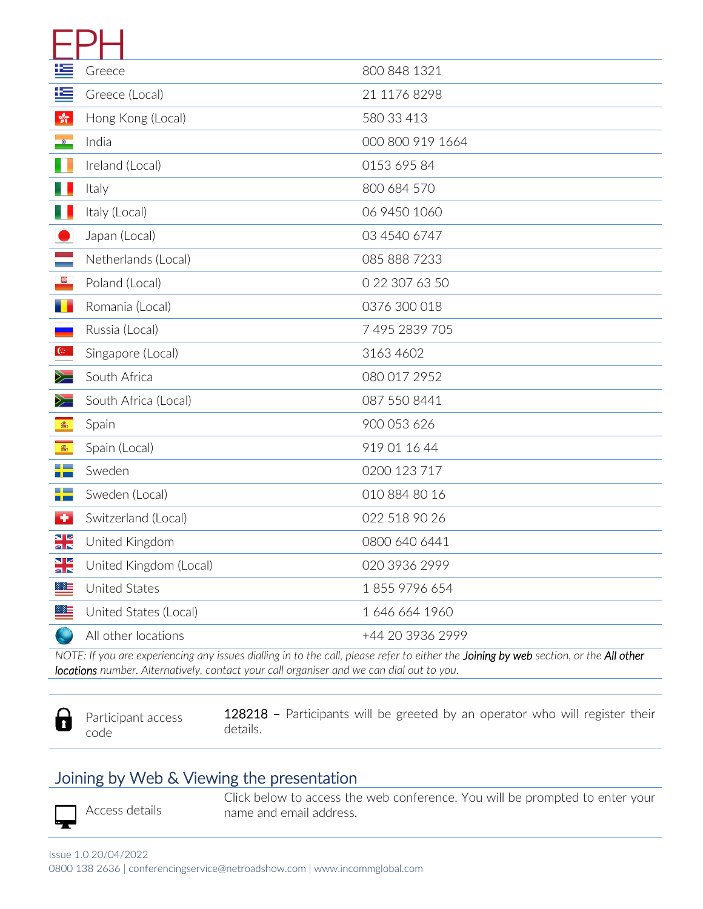| Location | Number |
| --- | --- |
| Greece | 800 848 1321 |
| Greece (Local) | 21 1176 8298 |
| Hong Kong (Local) | 580 33 413 |
| India | 000 800 919 1664 |
| Ireland (Local) | 0153 695 84 |
| Italy | 800 684 570 |
| Italy (Local) | 06 9450 1060 |
| Japan (Local) | 03 4540 6747 |
| Netherlands (Local) | 085 888 7233 |
| Poland (Local) | 0 22 307 63 50 |
| Romania (Local) | 0376 300 018 |
| Russia (Local) | 7 495 2839 705 |
| Singapore (Local) | 3163 4602 |
| South Africa | 080 017 2952 |
| South Africa (Local) | 087 550 8441 |
| Spain | 900 053 626 |
| Spain (Local) | 919 01 16 44 |
| Sweden | 0200 123 717 |
| Sweden (Local) | 010 884 80 16 |
| Switzerland (Local) | 022 518 90 26 |
| United Kingdom | 0800 640 6441 |
| United Kingdom (Local) | 020 3936 2999 |
| United States | 1 855 9796 654 |
| United States (Local) | 1 646 664 1960 |
| All other locations | +44 20 3936 2999 |

*NOTE: If you are experiencing any issues dialling in to the call, please refer to either the **Joining by web** section, or the **All other locations** number. Alternatively, contact your call organiser and we can dial out to you.*

| | |
| --- | --- |
| Participant access code | **128218** – Participants will be greeted by an operator who will register their details. |

## Joining by Web & Viewing the presentation

| | |
| --- | --- |
| Access details | Click below to access the web conference. You will be prompted to enter your name and email address. |

Issue 1.0 20/04/2022
0800 138 2636 | conferencingservice@netroadshow.com | www.incommglobal.com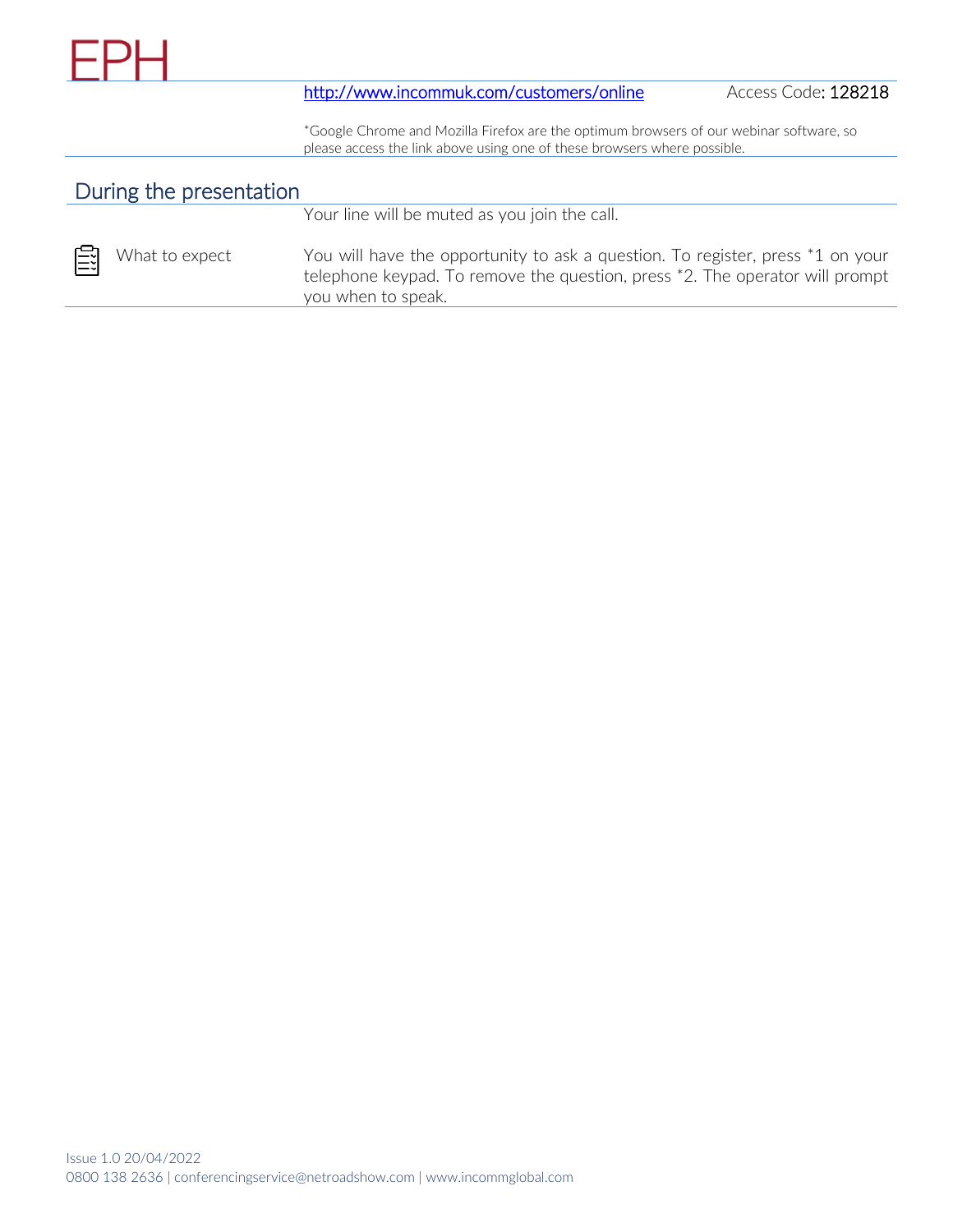EPH

http://www.incommuk.com/customers/online Access Code: 128218

*Google Chrome and Mozilla Firefox are the optimum browsers of our webinar software, so please access the link above using one of these browsers where possible.

## During the presentation

| | |
|---|---|
| | Your line will be muted as you join the call. |
| What to expect | You will have the opportunity to ask a question. To register, press *1 on your telephone keypad. To remove the question, press *2. The operator will prompt you when to speak. |

Issue 1.0 20/04/2022
0800 138 2636 | conferencingservice@netroadshow.com | www.incommglobal.com